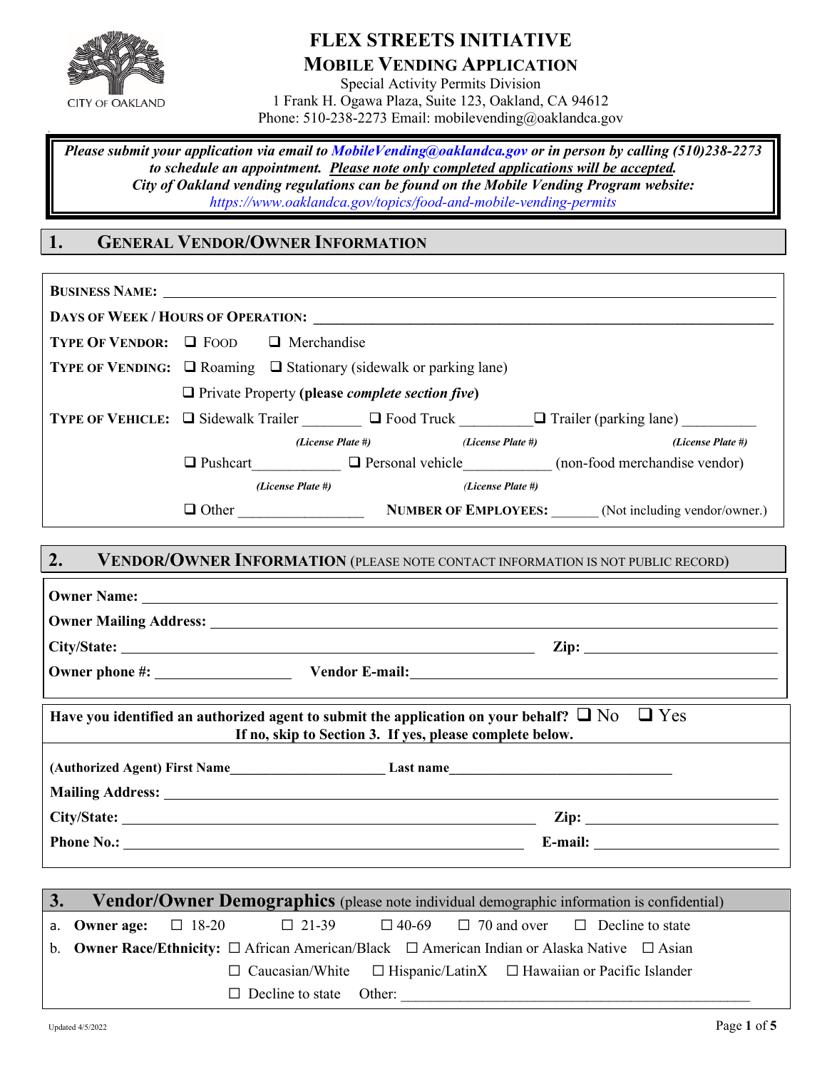# FLEX STREETS INITIATIVE

## MOBILE VENDING APPLICATION

Special Activity Permits Division
1 Frank H. Ogawa Plaza, Suite 123, Oakland, CA 94612
Phone: 510-238-2273 Email: mobilevending@oaklandca.gov

CITY OF OAKLAND

***Please submit your application via email to MobileVending@oaklandca.gov or in person by calling (510)238-2273 to schedule an appointment. Please note only completed applications will be accepted.***
***City of Oakland vending regulations can be found on the Mobile Vending Program website:***
*https://www.oaklandca.gov/topics/food-and-mobile-vending-permits*

## 1. GENERAL VENDOR/OWNER INFORMATION

**BUSINESS NAME:** ______________________________

**DAYS OF WEEK / HOURS OF OPERATION:** ______________________________

**TYPE OF VENDOR:** ☐ FOOD ☐ Merchandise

**TYPE OF VENDING:** ☐ Roaming ☐ Stationary (sidewalk or parking lane)

☐ Private Property **(please *complete section five*)**

**TYPE OF VEHICLE:** ☐ Sidewalk Trailer ________ *(License Plate #)* ☐ Food Truck ________ *(License Plate #)* ☐ Trailer (parking lane) ________ *(License Plate #)*

☐ Pushcart ________ *(License Plate #)* ☐ Personal vehicle ________ *(License Plate #)* (non-food merchandise vendor)

☐ Other ________ **NUMBER OF EMPLOYEES:** ______ (Not including vendor/owner.)

## 2. VENDOR/OWNER INFORMATION (PLEASE NOTE CONTACT INFORMATION IS NOT PUBLIC RECORD)

**Owner Name:** ______________________________

**Owner Mailing Address:** ______________________________

**City/State:** ______________________________ **Zip:** ______________

**Owner phone #:** ______________ **Vendor E-mail:** ______________________________

**Have you identified an authorized agent to submit the application on your behalf?** ☐ No ☐ Yes
**If no, skip to Section 3. If yes, please complete below.**

**(Authorized Agent) First Name** ______________ **Last name** ______________

**Mailing Address:** ______________________________

**City/State:** ______________________________ **Zip:** ______________

**Phone No.:** ______________________________ **E-mail:** ______________

## 3. Vendor/Owner Demographics (please note individual demographic information is confidential)

a. **Owner age:** ☐ 18-20 ☐ 21-39 ☐ 40-69 ☐ 70 and over ☐ Decline to state

b. **Owner Race/Ethnicity:** ☐ African American/Black ☐ American Indian or Alaska Native ☐ Asian
☐ Caucasian/White ☐ Hispanic/LatinX ☐ Hawaiian or Pacific Islander
☐ Decline to state Other: ______________________________

Updated 4/5/2022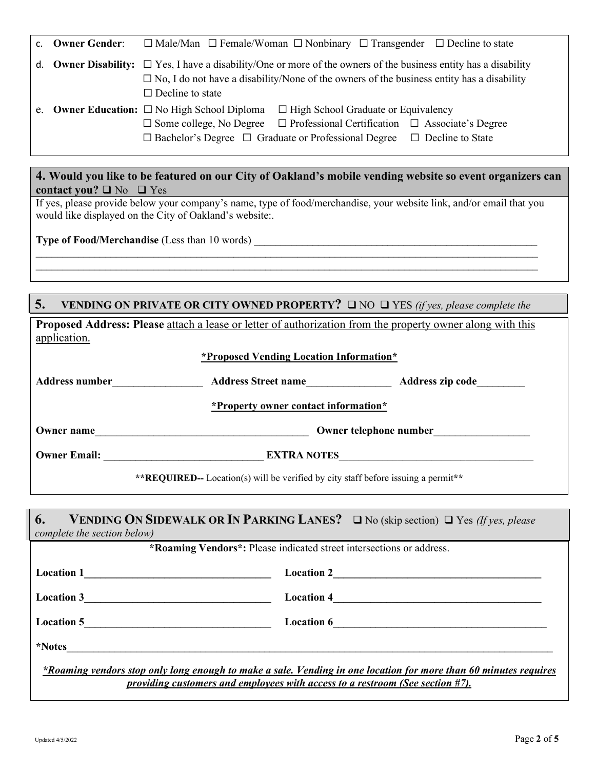c. **Owner Gender**: ☐ Male/Man ☐ Female/Woman ☐ Nonbinary ☐ Transgender ☐ Decline to state

d. **Owner Disability:** ☐ Yes, I have a disability/One or more of the owners of the business entity has a disability
☐ No, I do not have a disability/None of the owners of the business entity has a disability
☐ Decline to state

e. **Owner Education:** ☐ No High School Diploma ☐ High School Graduate or Equivalency
☐ Some college, No Degree ☐ Professional Certification ☐ Associate's Degree
☐ Bachelor's Degree ☐ Graduate or Professional Degree ☐ Decline to State

## 4. Would you like to be featured on our City of Oakland's mobile vending website so event organizers can contact you? ☐ No ☐ Yes

If yes, please provide below your company's name, type of food/merchandise, your website link, and/or email that you would like displayed on the City of Oakland's website:.

**Type of Food/Merchandise** (Less than 10 words) ______________________________________________

____________________________________________________________________________________

____________________________________________________________________________________

## 5. VENDING ON PRIVATE OR CITY OWNED PROPERTY? ☐ NO ☐ YES *(if yes, please complete the*

**Proposed Address: Please** attach a lease or letter of authorization from the property owner along with this application.

**\*Proposed Vending Location Information\***

**Address number**_________________ **Address Street name**________________ **Address zip code**_________

**\*Property owner contact information\***

**Owner name**________________________________________ **Owner telephone number**__________________

**Owner Email:** ______________________________ **EXTRA NOTES**_____________________________________

**\*\*REQUIRED--** Location(s) will be verified by city staff before issuing a permit**\*\***

## 6. VENDING ON SIDEWALK OR IN PARKING LANES? ☐ No (skip section) ☐ Yes *(If yes, please complete the section below)*

**\*Roaming Vendors\*:** Please indicated street intersections or address.

**Location 1**___________________________________ **Location 2**________________________________________

**Location 3**___________________________________ **Location 4**________________________________________

**Location 5**___________________________________ **Location 6**________________________________________

**\*Notes**____________________________________________________________________________________________

***\*Roaming vendors stop only long enough to make a sale. Vending in one location for more than 60 minutes requires providing customers and employees with access to a restroom (See section #7).***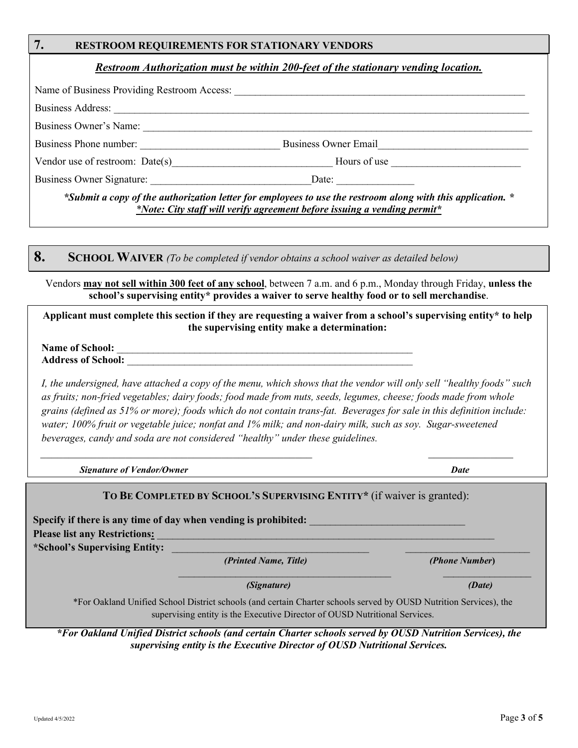## 7. RESTROOM REQUIREMENTS FOR STATIONARY VENDORS

***Restroom Authorization must be within 200-feet of the stationary vending location.***

Name of Business Providing Restroom Access: ___________________________________________

Business Address: ___________________________________________

Business Owner's Name: ___________________________________________

Business Phone number: ______________________ Business Owner Email______________________

Vendor use of restroom: Date(s)______________________ Hours of use ______________________

Business Owner Signature: ______________________Date: ______________

***Submit a copy of the authorization letter for employees to use the restroom along with this application. ***

*\*Note: City staff will verify agreement before issuing a vending permit\**

## 8. SCHOOL WAIVER *(To be completed if vendor obtains a school waiver as detailed below)*

Vendors **may not sell within 300 feet of any school**, between 7 a.m. and 6 p.m., Monday through Friday, **unless the school's supervising entity\* provides a waiver to serve healthy food or to sell merchandise**.

**Applicant must complete this section if they are requesting a waiver from a school's supervising entity\* to help the supervising entity make a determination:**

**Name of School:** ___________________________________________

**Address of School:** ___________________________________________

*I, the undersigned, have attached a copy of the menu, which shows that the vendor will only sell "healthy foods" such as fruits; non-fried vegetables; dairy foods; food made from nuts, seeds, legumes, cheese; foods made from whole grains (defined as 51% or more); foods which do not contain trans-fat. Beverages for sale in this definition include: water; 100% fruit or vegetable juice; nonfat and 1% milk; and non-dairy milk, such as soy. Sugar-sweetened beverages, candy and soda are not considered "healthy" under these guidelines.*

___________________________________________ ______________

***Signature of Vendor/Owner*** ***Date***

**TO BE COMPLETED BY SCHOOL'S SUPERVISING ENTITY\*** (if waiver is granted):

**Specify if there is any time of day when vending is prohibited:** ______________________

**Please list any Restrictions:** ___________________________________________

**\*School's Supervising Entity:** ______________________ ______________________

***(Printed Name, Title)*** ***(Phone Number)***

______________________ ______________

***(Signature)*** ***(Date)***

\*For Oakland Unified School District schools (and certain Charter schools served by OUSD Nutrition Services), the supervising entity is the Executive Director of OUSD Nutritional Services.

***\*For Oakland Unified District schools (and certain Charter schools served by OUSD Nutrition Services), the supervising entity is the Executive Director of OUSD Nutritional Services.***

Updated 4/5/2022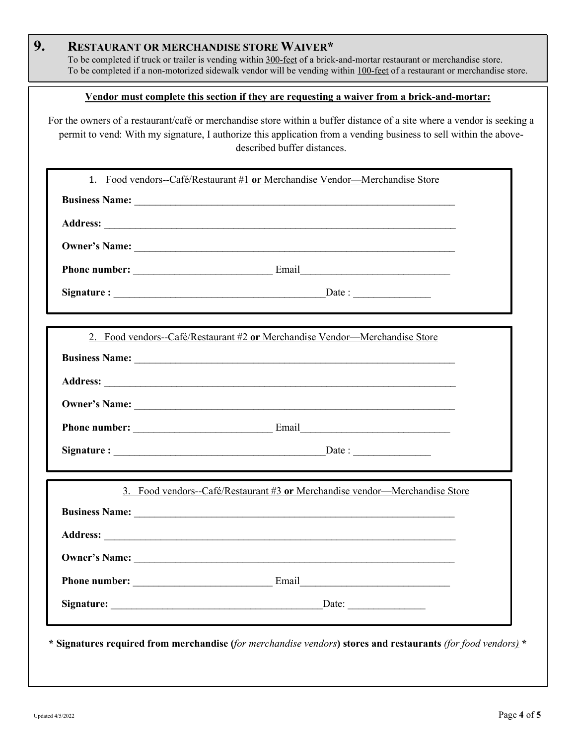## 9. Restaurant or merchandise store Waiver*

To be completed if truck or trailer is vending within 300-feet of a brick-and-mortar restaurant or merchandise store.
To be completed if a non-motorized sidewalk vendor will be vending within 100-feet of a restaurant or merchandise store.

**Vendor must complete this section if they are requesting a waiver from a brick-and-mortar:**

For the owners of a restaurant/café or merchandise store within a buffer distance of a site where a vendor is seeking a permit to vend: With my signature, I authorize this application from a vending business to sell within the above-described buffer distances.

1. Food vendors--Café/Restaurant #1 **or** Merchandise Vendor—Merchandise Store

**Business Name:** ________________________________________________________________

**Address:** ____________________________________________________________________

**Owner's Name:** ________________________________________________________________

**Phone number:** ___________________________ Email_____________________________

**Signature :** _________________________________________Date : _______________

2. Food vendors--Café/Restaurant #2 **or** Merchandise Vendor—Merchandise Store

**Business Name:** ________________________________________________________________

**Address:** ____________________________________________________________________

**Owner's Name:** ________________________________________________________________

**Phone number:** ___________________________ Email_____________________________

**Signature :** _________________________________________Date : _______________

3. Food vendors--Café/Restaurant #3 **or** Merchandise vendor—Merchandise Store

**Business Name:** ________________________________________________________________

**Address:** ____________________________________________________________________

**Owner's Name:** ________________________________________________________________

**Phone number:** ___________________________ Email_____________________________

**Signature:** _________________________________________Date: _______________

**\* Signatures required from merchandise (*for merchandise vendors*) stores and restaurants** *(for food vendors)* **\***

Updated 4/5/2022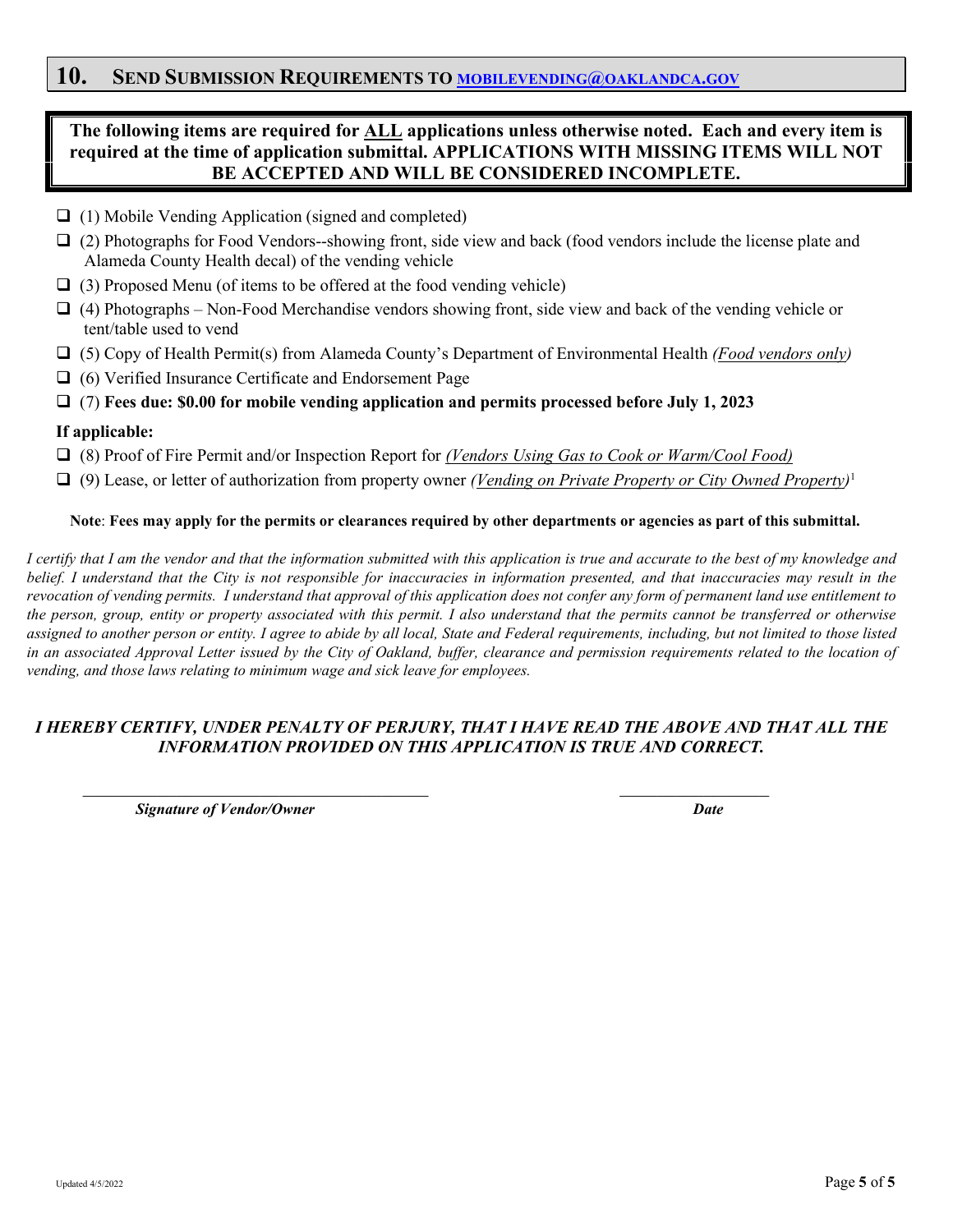## 10. Send Submission Requirements to [mobilevending@oaklandca.gov](mailto:mobilevending@oaklandca.gov)

**The following items are required for <u>ALL</u> applications unless otherwise noted. Each and every item is required at the time of application submittal. APPLICATIONS WITH MISSING ITEMS WILL NOT BE ACCEPTED AND WILL BE CONSIDERED INCOMPLETE.**

- ☐ (1) Mobile Vending Application (signed and completed)
- ☐ (2) Photographs for Food Vendors--showing front, side view and back (food vendors include the license plate and Alameda County Health decal) of the vending vehicle
- ☐ (3) Proposed Menu (of items to be offered at the food vending vehicle)
- ☐ (4) Photographs – Non-Food Merchandise vendors showing front, side view and back of the vending vehicle or tent/table used to vend
- ☐ (5) Copy of Health Permit(s) from Alameda County's Department of Environmental Health *<u>(Food vendors only)</u>*
- ☐ (6) Verified Insurance Certificate and Endorsement Page
- ☐ (7) **Fees due: $0.00 for mobile vending application and permits processed before July 1, 2023**

**If applicable:**

- ☐ (8) Proof of Fire Permit and/or Inspection Report for *<u>(Vendors Using Gas to Cook or Warm/Cool Food)</u>*
- ☐ (9) Lease, or letter of authorization from property owner *<u>(Vending on Private Property or City Owned Property)</u>*[1]

**Note**: **Fees may apply for the permits or clearances required by other departments or agencies as part of this submittal.**

*I certify that I am the vendor and that the information submitted with this application is true and accurate to the best of my knowledge and belief. I understand that the City is not responsible for inaccuracies in information presented, and that inaccuracies may result in the revocation of vending permits. I understand that approval of this application does not confer any form of permanent land use entitlement to the person, group, entity or property associated with this permit. I also understand that the permits cannot be transferred or otherwise assigned to another person or entity. I agree to abide by all local, State and Federal requirements, including, but not limited to those listed in an associated Approval Letter issued by the City of Oakland, buffer, clearance and permission requirements related to the location of vending, and those laws relating to minimum wage and sick leave for employees.*

***I HEREBY CERTIFY, UNDER PENALTY OF PERJURY, THAT I HAVE READ THE ABOVE AND THAT ALL THE INFORMATION PROVIDED ON THIS APPLICATION IS TRUE AND CORRECT.***

\_\_\_\_\_\_\_\_\_\_\_\_\_\_\_\_\_\_\_\_\_\_\_\_\_\_\_\_\_\_\_\_\_\_\_\_\_\_\_\_\_\_ ***Signature of Vendor/Owner***

\_\_\_\_\_\_\_\_\_\_\_\_\_\_\_\_\_\_\_\_ ***Date***

Updated 4/5/2022